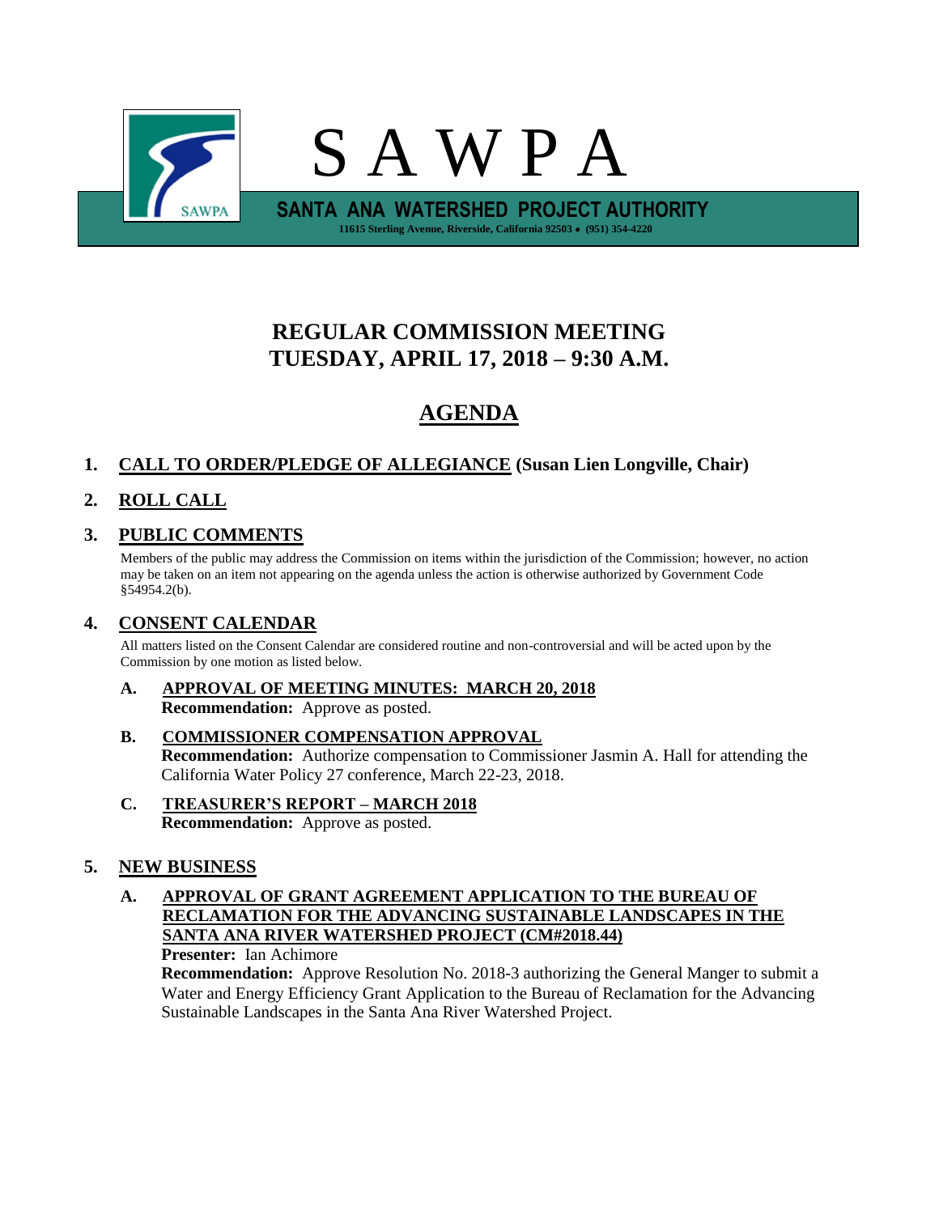# S A W P A

**SANTA ANA WATERSHED PROJECT AUTHORITY**

11615 Sterling Avenue, Riverside, California 92503 • (951) 354-4220

## REGULAR COMMISSION MEETING
## TUESDAY, APRIL 17, 2018 – 9:30 A.M.

## AGENDA

**1. CALL TO ORDER/PLEDGE OF ALLEGIANCE (Susan Lien Longville, Chair)**

**2. ROLL CALL**

**3. PUBLIC COMMENTS**

Members of the public may address the Commission on items within the jurisdiction of the Commission; however, no action may be taken on an item not appearing on the agenda unless the action is otherwise authorized by Government Code §54954.2(b).

**4. CONSENT CALENDAR**

All matters listed on the Consent Calendar are considered routine and non-controversial and will be acted upon by the Commission by one motion as listed below.

**A. APPROVAL OF MEETING MINUTES: MARCH 20, 2018**
**Recommendation:** Approve as posted.

**B. COMMISSIONER COMPENSATION APPROVAL**
**Recommendation:** Authorize compensation to Commissioner Jasmin A. Hall for attending the California Water Policy 27 conference, March 22-23, 2018.

**C. TREASURER'S REPORT – MARCH 2018**
**Recommendation:** Approve as posted.

**5. NEW BUSINESS**

**A. APPROVAL OF GRANT AGREEMENT APPLICATION TO THE BUREAU OF RECLAMATION FOR THE ADVANCING SUSTAINABLE LANDSCAPES IN THE SANTA ANA RIVER WATERSHED PROJECT (CM#2018.44)**
**Presenter:** Ian Achimore
**Recommendation:** Approve Resolution No. 2018-3 authorizing the General Manger to submit a Water and Energy Efficiency Grant Application to the Bureau of Reclamation for the Advancing Sustainable Landscapes in the Santa Ana River Watershed Project.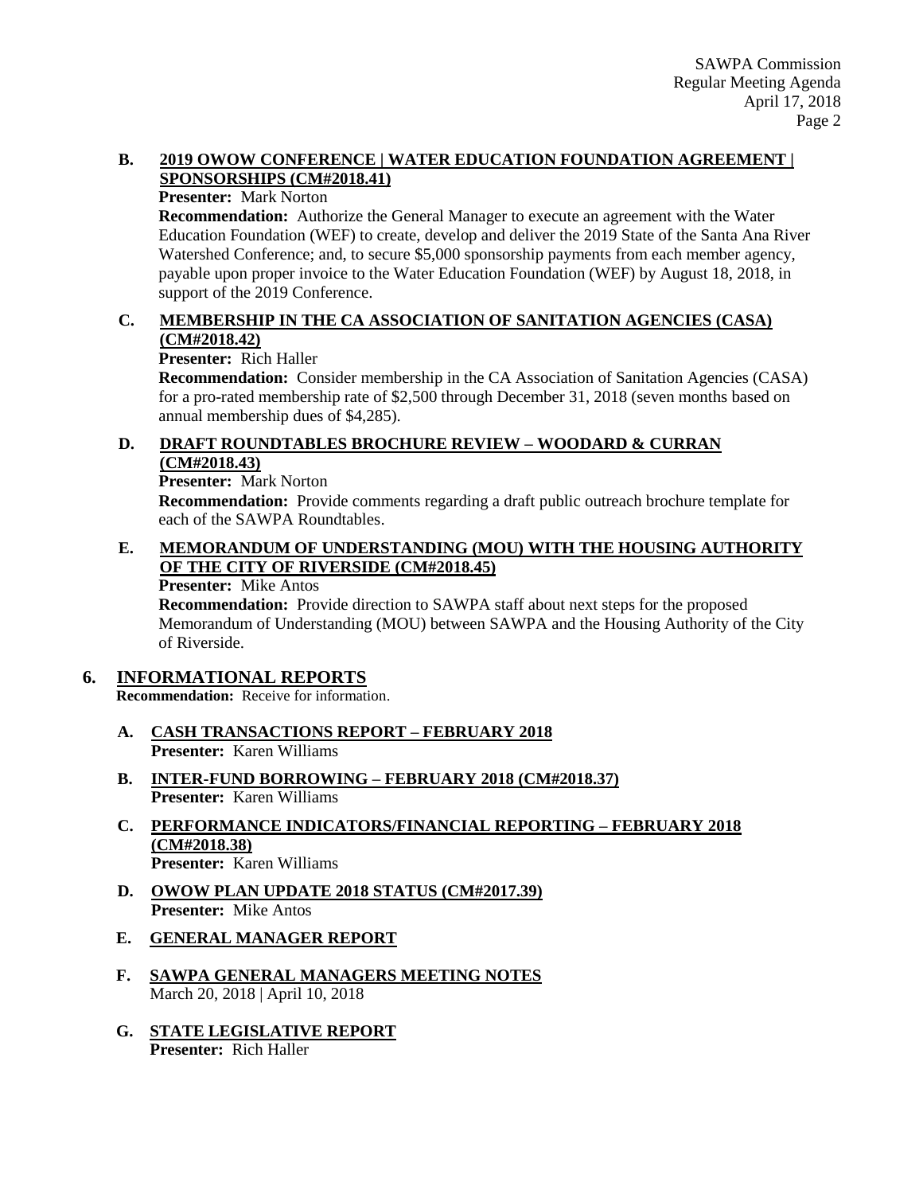**B. 2019 OWOW CONFERENCE | WATER EDUCATION FOUNDATION AGREEMENT | SPONSORSHIPS (CM#2018.41)**

**Presenter:** Mark Norton

**Recommendation:** Authorize the General Manager to execute an agreement with the Water Education Foundation (WEF) to create, develop and deliver the 2019 State of the Santa Ana River Watershed Conference; and, to secure $5,000 sponsorship payments from each member agency, payable upon proper invoice to the Water Education Foundation (WEF) by August 18, 2018, in support of the 2019 Conference.

**C. MEMBERSHIP IN THE CA ASSOCIATION OF SANITATION AGENCIES (CASA) (CM#2018.42)**

**Presenter:** Rich Haller

**Recommendation:** Consider membership in the CA Association of Sanitation Agencies (CASA) for a pro-rated membership rate of $2,500 through December 31, 2018 (seven months based on annual membership dues of $4,285).

**D. DRAFT ROUNDTABLES BROCHURE REVIEW – WOODARD & CURRAN (CM#2018.43)**

**Presenter:** Mark Norton

**Recommendation:** Provide comments regarding a draft public outreach brochure template for each of the SAWPA Roundtables.

**E. MEMORANDUM OF UNDERSTANDING (MOU) WITH THE HOUSING AUTHORITY OF THE CITY OF RIVERSIDE (CM#2018.45)**

**Presenter:** Mike Antos

**Recommendation:** Provide direction to SAWPA staff about next steps for the proposed Memorandum of Understanding (MOU) between SAWPA and the Housing Authority of the City of Riverside.

## 6. INFORMATIONAL REPORTS

**Recommendation:** Receive for information.

**A. CASH TRANSACTIONS REPORT – FEBRUARY 2018**

**Presenter:** Karen Williams

**B. INTER-FUND BORROWING – FEBRUARY 2018 (CM#2018.37)**

**Presenter:** Karen Williams

**C. PERFORMANCE INDICATORS/FINANCIAL REPORTING – FEBRUARY 2018 (CM#2018.38)**

**Presenter:** Karen Williams

**D. OWOW PLAN UPDATE 2018 STATUS (CM#2017.39)**

**Presenter:** Mike Antos

**E. GENERAL MANAGER REPORT**

**F. SAWPA GENERAL MANAGERS MEETING NOTES**

March 20, 2018 | April 10, 2018

**G. STATE LEGISLATIVE REPORT**

**Presenter:** Rich Haller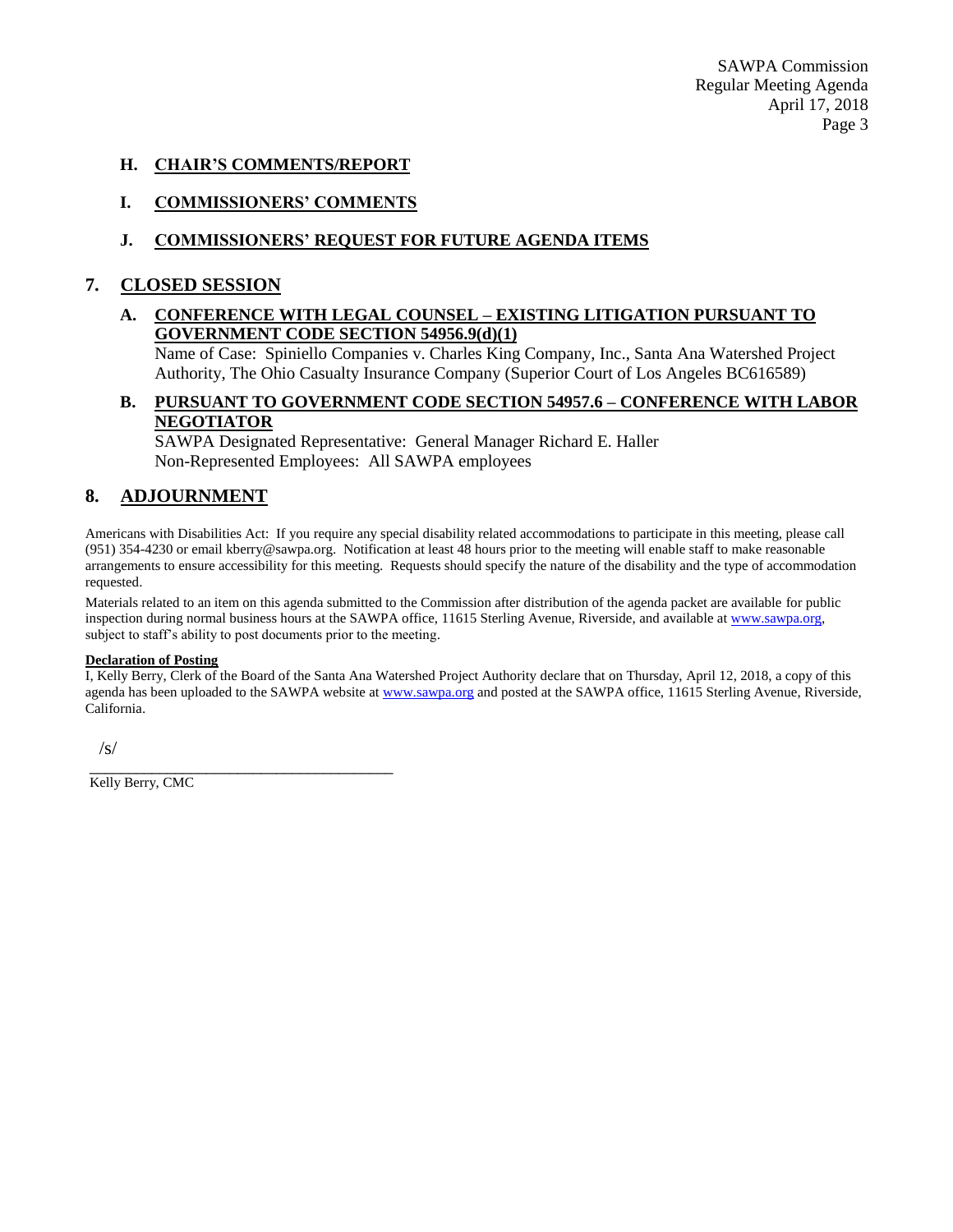### H. CHAIR'S COMMENTS/REPORT

### I. COMMISSIONERS' COMMENTS

### J. COMMISSIONERS' REQUEST FOR FUTURE AGENDA ITEMS

## 7. CLOSED SESSION

### A. CONFERENCE WITH LEGAL COUNSEL – EXISTING LITIGATION PURSUANT TO GOVERNMENT CODE SECTION 54956.9(d)(1)

Name of Case: Spiniello Companies v. Charles King Company, Inc., Santa Ana Watershed Project Authority, The Ohio Casualty Insurance Company (Superior Court of Los Angeles BC616589)

### B. PURSUANT TO GOVERNMENT CODE SECTION 54957.6 – CONFERENCE WITH LABOR NEGOTIATOR

SAWPA Designated Representative: General Manager Richard E. Haller
Non-Represented Employees: All SAWPA employees

## 8. ADJOURNMENT

Americans with Disabilities Act: If you require any special disability related accommodations to participate in this meeting, please call (951) 354-4230 or email kberry@sawpa.org. Notification at least 48 hours prior to the meeting will enable staff to make reasonable arrangements to ensure accessibility for this meeting. Requests should specify the nature of the disability and the type of accommodation requested.

Materials related to an item on this agenda submitted to the Commission after distribution of the agenda packet are available for public inspection during normal business hours at the SAWPA office, 11615 Sterling Avenue, Riverside, and available at www.sawpa.org, subject to staff's ability to post documents prior to the meeting.

**Declaration of Posting**

I, Kelly Berry, Clerk of the Board of the Santa Ana Watershed Project Authority declare that on Thursday, April 12, 2018, a copy of this agenda has been uploaded to the SAWPA website at www.sawpa.org and posted at the SAWPA office, 11615 Sterling Avenue, Riverside, California.

/s/

_________________________________________

Kelly Berry, CMC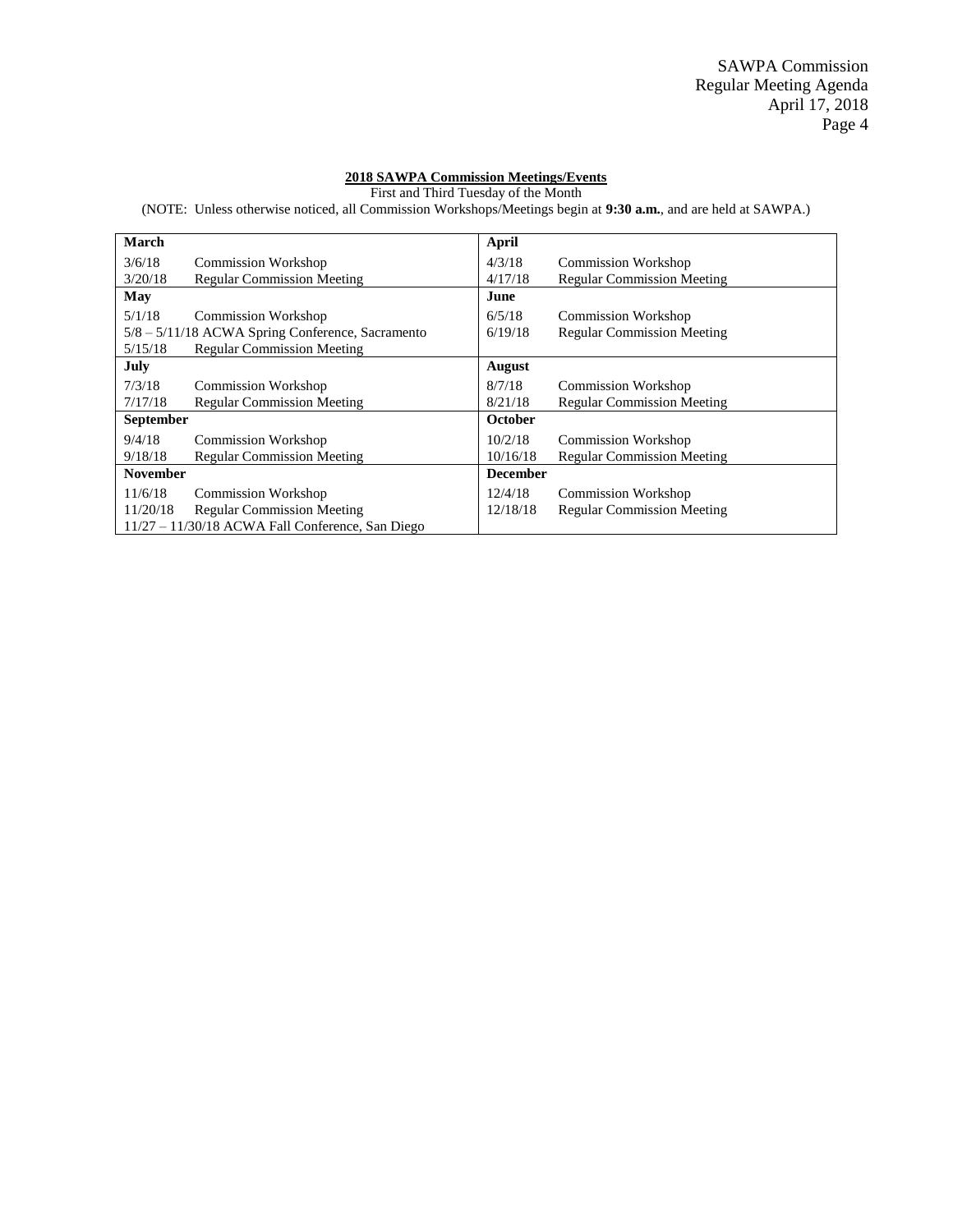**2018 SAWPA Commission Meetings/Events**

First and Third Tuesday of the Month

(NOTE: Unless otherwise noticed, all Commission Workshops/Meetings begin at **9:30 a.m.**, and are held at SAWPA.)

| | | | |
|---|---|---|---|
| **March** | | **April** | |
| 3/6/18 | Commission Workshop | 4/3/18 | Commission Workshop |
| 3/20/18 | Regular Commission Meeting | 4/17/18 | Regular Commission Meeting |
| **May** | | **June** | |
| 5/1/18 | Commission Workshop | 6/5/18 | Commission Workshop |
| 5/8 – 5/11/18 ACWA Spring Conference, Sacramento | | 6/19/18 | Regular Commission Meeting |
| 5/15/18 | Regular Commission Meeting | | |
| **July** | | **August** | |
| 7/3/18 | Commission Workshop | 8/7/18 | Commission Workshop |
| 7/17/18 | Regular Commission Meeting | 8/21/18 | Regular Commission Meeting |
| **September** | | **October** | |
| 9/4/18 | Commission Workshop | 10/2/18 | Commission Workshop |
| 9/18/18 | Regular Commission Meeting | 10/16/18 | Regular Commission Meeting |
| **November** | | **December** | |
| 11/6/18 | Commission Workshop | 12/4/18 | Commission Workshop |
| 11/20/18 | Regular Commission Meeting | 12/18/18 | Regular Commission Meeting |
| 11/27 – 11/30/18 ACWA Fall Conference, San Diego | | | |